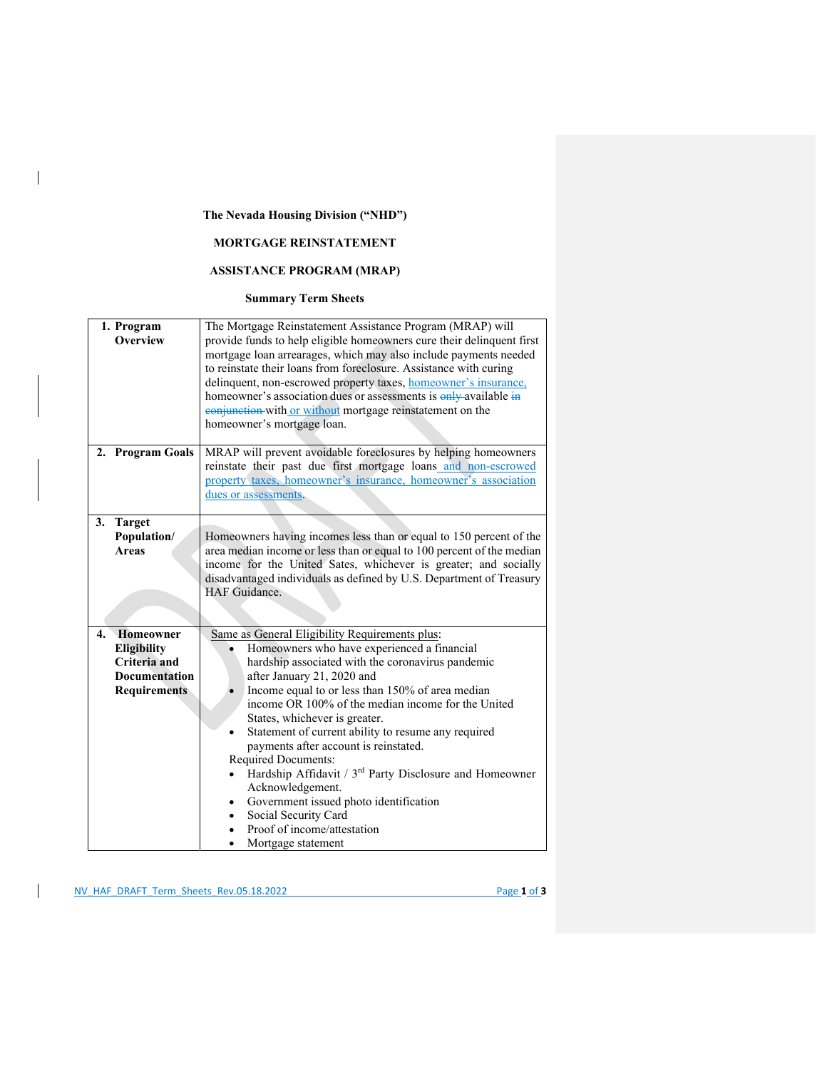**The Nevada Housing Division ("NHD")**

**MORTGAGE REINSTATEMENT**

**ASSISTANCE PROGRAM (MRAP)**

**Summary Term Sheets**

| | |
|---|---|
| **1. Program Overview** | The Mortgage Reinstatement Assistance Program (MRAP) will provide funds to help eligible homeowners cure their delinquent first mortgage loan arrearages, which may also include payments needed to reinstate their loans from foreclosure. Assistance with curing delinquent, non-escrowed property taxes, homeowner's insurance, homeowner's association dues or assessments is ~~only~~ available ~~in conjunction~~ with or without mortgage reinstatement on the homeowner's mortgage loan. |
| **2. Program Goals** | MRAP will prevent avoidable foreclosures by helping homeowners reinstate their past due first mortgage loans and non-escrowed property taxes, homeowner's insurance, homeowner's association dues or assessments. |
| **3. Target Population/ Areas** | Homeowners having incomes less than or equal to 150 percent of the area median income or less than or equal to 100 percent of the median income for the United Sates, whichever is greater; and socially disadvantaged individuals as defined by U.S. Department of Treasury HAF Guidance. |
| **4. Homeowner Eligibility Criteria and Documentation Requirements** | Same as General Eligibility Requirements plus:<br>• Homeowners who have experienced a financial hardship associated with the coronavirus pandemic after January 21, 2020 and<br>• Income equal to or less than 150% of area median income OR 100% of the median income for the United States, whichever is greater.<br>• Statement of current ability to resume any required payments after account is reinstated.<br>Required Documents:<br>• Hardship Affidavit / 3rd Party Disclosure and Homeowner Acknowledgement.<br>• Government issued photo identification<br>• Social Security Card<br>• Proof of income/attestation<br>• Mortgage statement |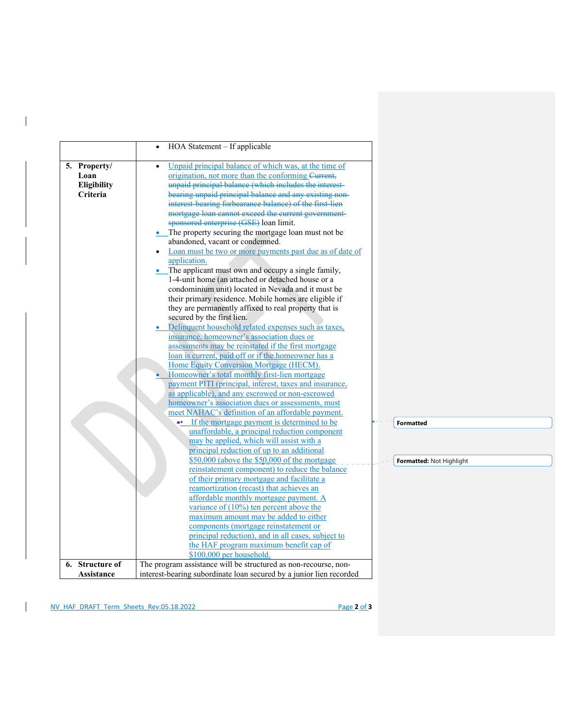| | |
|---|---|
| | • HOA Statement – If applicable |
| **5. Property/ Loan Eligibility Criteria** | • Unpaid principal balance of which was, at the time of origination, not more than the conforming ~~Current, unpaid principal balance (which includes the interest-bearing unpaid principal balance and any existing non-interest-bearing forbearance balance) of the first-lien mortgage loan cannot exceed the current government-sponsored enterprise (GSE)~~ loan limit.<br>• The property securing the mortgage loan must not be abandoned, vacant or condemned.<br>• Loan must be two or more payments past due as of date of application.<br>• The applicant must own and occupy a single family, 1-4-unit home (an attached or detached house or a condominium unit) located in Nevada and it must be their primary residence. Mobile homes are eligible if they are permanently affixed to real property that is secured by the first lien.<br>• Delinquent household related expenses such as taxes, insurance, homeowner's association dues or assessments may be reinstated if the first mortgage loan is current, paid off or if the homeowner has a Home Equity Conversion Mortgage (HECM).<br>• Homeowner's total monthly first-lien mortgage payment PITI (principal, interest, taxes and insurance, as applicable), and any escrowed or non-escrowed homeowner's association dues or assessments, must meet NAHAC's definition of an affordable payment.<br>&nbsp;&nbsp;&nbsp;&nbsp;• If the mortgage payment is determined to be unaffordable, a principal reduction component may be applied, which will assist with a principal reduction of up to an additional $50,000 (above the $50,000 of the mortgage reinstatement component) to reduce the balance of their primary mortgage and facilitate a reamortization (recast) that achieves an affordable monthly mortgage payment. A variance of (10%) ten percent above the maximum amount may be added to either components (mortgage reinstatement or principal reduction), and in all cases, subject to the HAF program maximum benefit cap of $100,000 per household. |
| **6. Structure of Assistance** | The program assistance will be structured as non-recourse, non-interest-bearing subordinate loan secured by a junior lien recorded |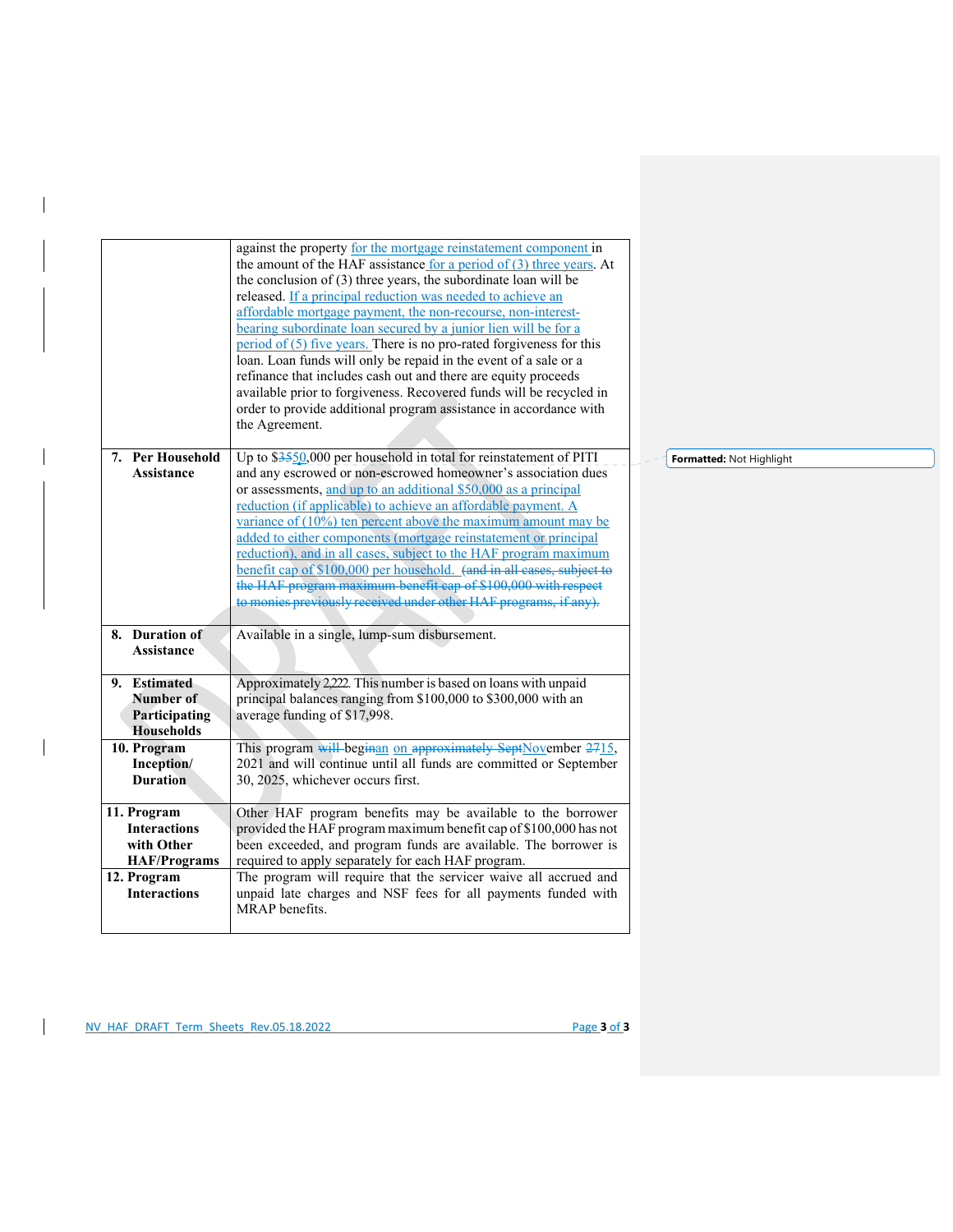| | |
|---|---|
| | against the property for the mortgage reinstatement component in the amount of the HAF assistance for a period of (3) three years. At the conclusion of (3) three years, the subordinate loan will be released. If a principal reduction was needed to achieve an affordable mortgage payment, the non-recourse, non-interest-bearing subordinate loan secured by a junior lien will be for a period of (5) five years. There is no pro-rated forgiveness for this loan. Loan funds will only be repaid in the event of a sale or a refinance that includes cash out and there are equity proceeds available prior to forgiveness. Recovered funds will be recycled in order to provide additional program assistance in accordance with the Agreement. |
| **7. Per Household Assistance** | Up to $~~35~~50,000 per household in total for reinstatement of PITI and any escrowed or non-escrowed homeowner's association dues or assessments, and up to an additional $50,000 as a principal reduction (if applicable) to achieve an affordable payment. A variance of (10%) ten percent above the maximum amount may be added to either components (mortgage reinstatement or principal reduction), and in all cases, subject to the HAF program maximum benefit cap of $100,000 per household. ~~(and in all cases, subject to the HAF program maximum benefit cap of $100,000 with respect to monies previously received under other HAF programs, if any).~~ |
| **8. Duration of Assistance** | Available in a single, lump-sum disbursement. |
| **9. Estimated Number of Participating Households** | Approximately 2,222. This number is based on loans with unpaid principal balances ranging from $100,000 to $300,000 with an average funding of $17,998. |
| **10. Program Inception/ Duration** | This program ~~will~~ beg~~in~~an on ~~approximately Sept~~November ~~27~~15, 2021 and will continue until all funds are committed or September 30, 2025, whichever occurs first. |
| **11. Program Interactions with Other HAF/Programs** | Other HAF program benefits may be available to the borrower provided the HAF program maximum benefit cap of $100,000 has not been exceeded, and program funds are available. The borrower is required to apply separately for each HAF program. |
| **12. Program Interactions** | The program will require that the servicer waive all accrued and unpaid late charges and NSF fees for all payments funded with MRAP benefits. |

Formatted: Not Highlight

NV_HAF_DRAFT_Term_Sheets_Rev.05.18.2022